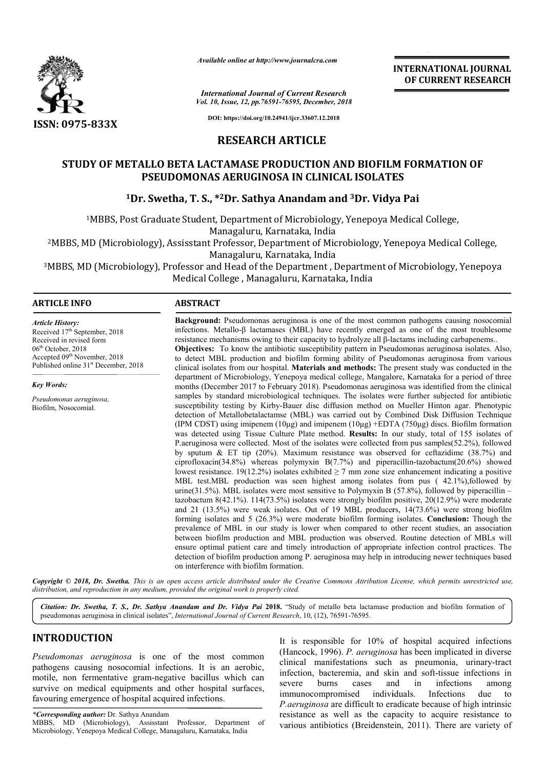*Available online at http://www.journalcra.com*

*International Journal of Current Research*
*Vol. 10, Issue, 12, pp.76591-76595, December, 2018*

**DOI: https://doi.org/10.24941/ijcr.33607.12.2018**

**ISSN: 0975-833X**

**INTERNATIONAL JOURNAL OF CURRENT RESEARCH**

# RESEARCH ARTICLE

## STUDY OF METALLO BETA LACTAMASE PRODUCTION AND BIOFILM FORMATION OF PSEUDOMONAS AERUGINOSA IN CLINICAL ISOLATES

**[1]Dr. Swetha, T. S., *[2]Dr. Sathya Anandam and [3]Dr. Vidya Pai**

[1]MBBS, Post Graduate Student, Department of Microbiology, Yenepoya Medical College, Managaluru, Karnataka, India

[2]MBBS, MD (Microbiology), Assisstant Professor, Department of Microbiology, Yenepoya Medical College, Managaluru, Karnataka, India

[3]MBBS, MD (Microbiology), Professor and Head of the Department , Department of Microbiology, Yenepoya Medical College , Managaluru, Karnataka, India

**ARTICLE INFO**

*Article History:*
Received 17th September, 2018
Received in revised form
06th October, 2018
Accepted 09th November, 2018
Published online 31st December, 2018

*Key Words:*
*Pseudomonas aeruginosa,*
Biofilm, Nosocomial.

**ABSTRACT**

**Background:** Pseudomonas aeruginosa is one of the most common pathogens causing nosocomial infections. Metallo-β lactamases (MBL) have recently emerged as one of the most troublesome resistance mechanisms owing to their capacity to hydrolyze all β-lactams including carbapenems.. **Objectives:** To know the antibiotic susceptibility pattern in Pseudomonas aeruginosa isolates. Also, to detect MBL production and biofilm forming ability of Pseudomonas aeruginosa from various clinical isolates from our hospital. **Materials and methods:** The present study was conducted in the department of Microbiology, Yenepoya medical college, Mangalore, Karnataka for a period of three months (December 2017 to February 2018). Pseudomonas aeruginosa was identified from the clinical samples by standard microbiological techniques. The isolates were further subjected for antibiotic susceptibility testing by Kirby-Bauer disc diffusion method on Mueller Hinton agar. Phenotypic detection of Metallobetalactamse (MBL) was carried out by Combined Disk Diffusion Technique (IPM CDST) using imipenem (10μg) and imipenem (10μg) +EDTA (750μg) discs. Biofilm formation was detected using Tissue Culture Plate method. **Results:** In our study, total of 155 isolates of P.aeruginosa were collected. Most of the isolates were collected from pus samples(52.2%), followed by sputum & ET tip (20%). Maximum resistance was observed for ceftazidime (38.7%) and ciprofloxacin(34.8%) whereas polymyxin B(7.7%) and piperacillin-tazobactum(20.6%) showed lowest resistance. 19(12.2%) isolates exhibited ≥ 7 mm zone size enhancement indicating a positive MBL test.MBL production was seen highest among isolates from pus ( 42.1%),followed by urine(31.5%). MBL isolates were most sensitive to Polymyxin B (57.8%), followed by piperacillin – tazobactum 8(42.1%). 114(73.5%) isolates were strongly biofilm positive, 20(12.9%) were moderate and 21 (13.5%) were weak isolates. Out of 19 MBL producers, 14(73.6%) were strong biofilm forming isolates and 5 (26.3%) were moderate biofilm forming isolates. **Conclusion:** Though the prevalence of MBL in our study is lower when compared to other recent studies, an association between biofilm production and MBL production was observed. Routine detection of MBLs will ensure optimal patient care and timely introduction of appropriate infection control practices. The detection of biofilm production among P. aeruginosa may help in introducing newer techniques based on interference with biofilm formation.

***Copyright © 2018, Dr. Swetha.*** *This is an open access article distributed under the Creative Commons Attribution License, which permits unrestricted use, distribution, and reproduction in any medium, provided the original work is properly cited.*

***Citation: Dr. Swetha, T. S., Dr. Sathya Anandam and Dr. Vidya Pai* 2018.** "Study of metallo beta lactamase production and biofilm formation of pseudomonas aeruginosa in clinical isolates", *International Journal of Current Research*, 10, (12), 76591-76595.

## INTRODUCTION

*Pseudomonas aeruginosa* is one of the most common pathogens causing nosocomial infections. It is an aerobic, motile, non fermentative gram-negative bacillus which can survive on medical equipments and other hospital surfaces, favouring emergence of hospital acquired infections. It is responsible for 10% of hospital acquired infections (Hancock, 1996). *P. aeruginosa* has been implicated in diverse clinical manifestations such as pneumonia, urinary-tract infection, bacteremia, and skin and soft-tissue infections in severe burns cases and in infections among immunocompromised individuals. Infections due to *P.aeruginosa* are difficult to eradicate because of high intrinsic resistance as well as the capacity to acquire resistance to various antibiotics (Breidenstein, 2011). There are variety of

**\*Corresponding author:** Dr. Sathya Anandam
MBBS, MD (Microbiology), Assisstant Professor, Department of Microbiology, Yenepoya Medical College, Managaluru, Karnataka, India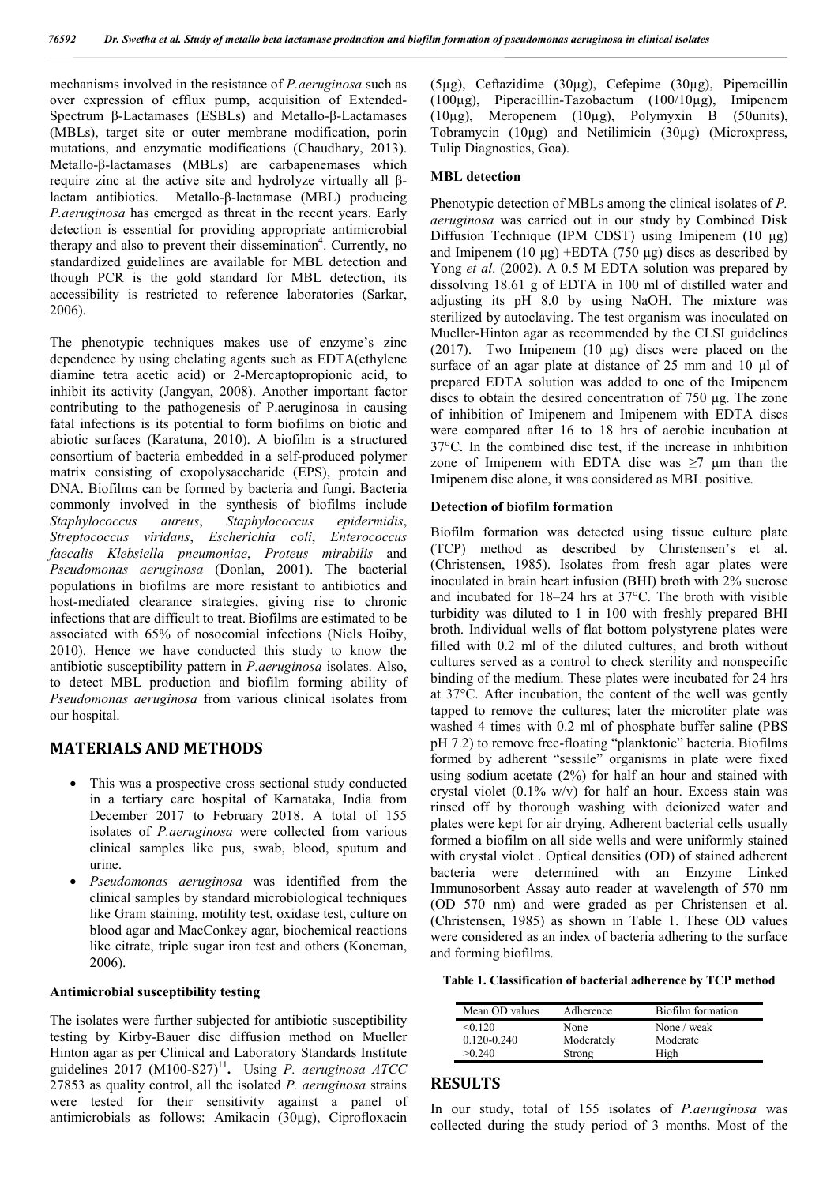mechanisms involved in the resistance of *P.aeruginosa* such as over expression of efflux pump, acquisition of Extended-Spectrum β-Lactamases (ESBLs) and Metallo-β-Lactamases (MBLs), target site or outer membrane modification, porin mutations, and enzymatic modifications (Chaudhary, 2013). Metallo-β-lactamases (MBLs) are carbapenemases which require zinc at the active site and hydrolyze virtually all β-lactam antibiotics. Metallo-β-lactamase (MBL) producing *P.aeruginosa* has emerged as threat in the recent years. Early detection is essential for providing appropriate antimicrobial therapy and also to prevent their dissemination[4]. Currently, no standardized guidelines are available for MBL detection and though PCR is the gold standard for MBL detection, its accessibility is restricted to reference laboratories (Sarkar, 2006).

The phenotypic techniques makes use of enzyme's zinc dependence by using chelating agents such as EDTA(ethylene diamine tetra acetic acid) or 2-Mercaptopropionic acid, to inhibit its activity (Jangyan, 2008). Another important factor contributing to the pathogenesis of P.aeruginosa in causing fatal infections is its potential to form biofilms on biotic and abiotic surfaces (Karatuna, 2010). A biofilm is a structured consortium of bacteria embedded in a self-produced polymer matrix consisting of exopolysaccharide (EPS), protein and DNA. Biofilms can be formed by bacteria and fungi. Bacteria commonly involved in the synthesis of biofilms include *Staphylococcus aureus*, *Staphylococcus epidermidis*, *Streptococcus viridans*, *Escherichia coli*, *Enterococcus faecalis Klebsiella pneumoniae*, *Proteus mirabilis* and *Pseudomonas aeruginosa* (Donlan, 2001). The bacterial populations in biofilms are more resistant to antibiotics and host-mediated clearance strategies, giving rise to chronic infections that are difficult to treat. Biofilms are estimated to be associated with 65% of nosocomial infections (Niels Hoiby, 2010). Hence we have conducted this study to know the antibiotic susceptibility pattern in *P.aeruginosa* isolates. Also, to detect MBL production and biofilm forming ability of *Pseudomonas aeruginosa* from various clinical isolates from our hospital.

## MATERIALS AND METHODS

- This was a prospective cross sectional study conducted in a tertiary care hospital of Karnataka, India from December 2017 to February 2018. A total of 155 isolates of *P.aeruginosa* were collected from various clinical samples like pus, swab, blood, sputum and urine.
- *Pseudomonas aeruginosa* was identified from the clinical samples by standard microbiological techniques like Gram staining, motility test, oxidase test, culture on blood agar and MacConkey agar, biochemical reactions like citrate, triple sugar iron test and others (Koneman, 2006).

### Antimicrobial susceptibility testing

The isolates were further subjected for antibiotic susceptibility testing by Kirby-Bauer disc diffusion method on Mueller Hinton agar as per Clinical and Laboratory Standards Institute guidelines 2017 (M100-S27)[11]. Using *P. aeruginosa ATCC* 27853 as quality control, all the isolated *P. aeruginosa* strains were tested for their sensitivity against a panel of antimicrobials as follows: Amikacin (30µg), Ciprofloxacin (5µg), Ceftazidime (30µg), Cefepime (30µg), Piperacillin (100µg), Piperacillin-Tazobactum (100/10µg), Imipenem (10µg), Meropenem (10µg), Polymyxin B (50units), Tobramycin (10µg) and Netilimicin (30µg) (Microxpress, Tulip Diagnostics, Goa).

### MBL detection

Phenotypic detection of MBLs among the clinical isolates of *P. aeruginosa* was carried out in our study by Combined Disk Diffusion Technique (IPM CDST) using Imipenem (10 µg) and Imipenem (10 µg) +EDTA (750 µg) discs as described by Yong *et al*. (2002). A 0.5 M EDTA solution was prepared by dissolving 18.61 g of EDTA in 100 ml of distilled water and adjusting its pH 8.0 by using NaOH. The mixture was sterilized by autoclaving. The test organism was inoculated on Mueller-Hinton agar as recommended by the CLSI guidelines (2017). Two Imipenem (10 µg) discs were placed on the surface of an agar plate at distance of 25 mm and 10 µl of prepared EDTA solution was added to one of the Imipenem discs to obtain the desired concentration of 750 µg. The zone of inhibition of Imipenem and Imipenem with EDTA discs were compared after 16 to 18 hrs of aerobic incubation at 37°C. In the combined disc test, if the increase in inhibition zone of Imipenem with EDTA disc was ≥7 µm than the Imipenem disc alone, it was considered as MBL positive.

### Detection of biofilm formation

Biofilm formation was detected using tissue culture plate (TCP) method as described by Christensen's et al. (Christensen, 1985). Isolates from fresh agar plates were inoculated in brain heart infusion (BHI) broth with 2% sucrose and incubated for 18–24 hrs at 37°C. The broth with visible turbidity was diluted to 1 in 100 with freshly prepared BHI broth. Individual wells of flat bottom polystyrene plates were filled with 0.2 ml of the diluted cultures, and broth without cultures served as a control to check sterility and nonspecific binding of the medium. These plates were incubated for 24 hrs at 37°C. After incubation, the content of the well was gently tapped to remove the cultures; later the microtiter plate was washed 4 times with 0.2 ml of phosphate buffer saline (PBS pH 7.2) to remove free-floating "planktonic" bacteria. Biofilms formed by adherent "sessile" organisms in plate were fixed using sodium acetate (2%) for half an hour and stained with crystal violet (0.1% w/v) for half an hour. Excess stain was rinsed off by thorough washing with deionized water and plates were kept for air drying. Adherent bacterial cells usually formed a biofilm on all side wells and were uniformly stained with crystal violet . Optical densities (OD) of stained adherent bacteria were determined with an Enzyme Linked Immunosorbent Assay auto reader at wavelength of 570 nm (OD 570 nm) and were graded as per Christensen et al. (Christensen, 1985) as shown in Table 1. These OD values were considered as an index of bacteria adhering to the surface and forming biofilms.

**Table 1. Classification of bacterial adherence by TCP method**

| Mean OD values | Adherence | Biofilm formation |
|---|---|---|
| <0.120 | None | None / weak |
| 0.120-0.240 | Moderately | Moderate |
| >0.240 | Strong | High |

## RESULTS

In our study, total of 155 isolates of *P.aeruginosa* was collected during the study period of 3 months. Most of the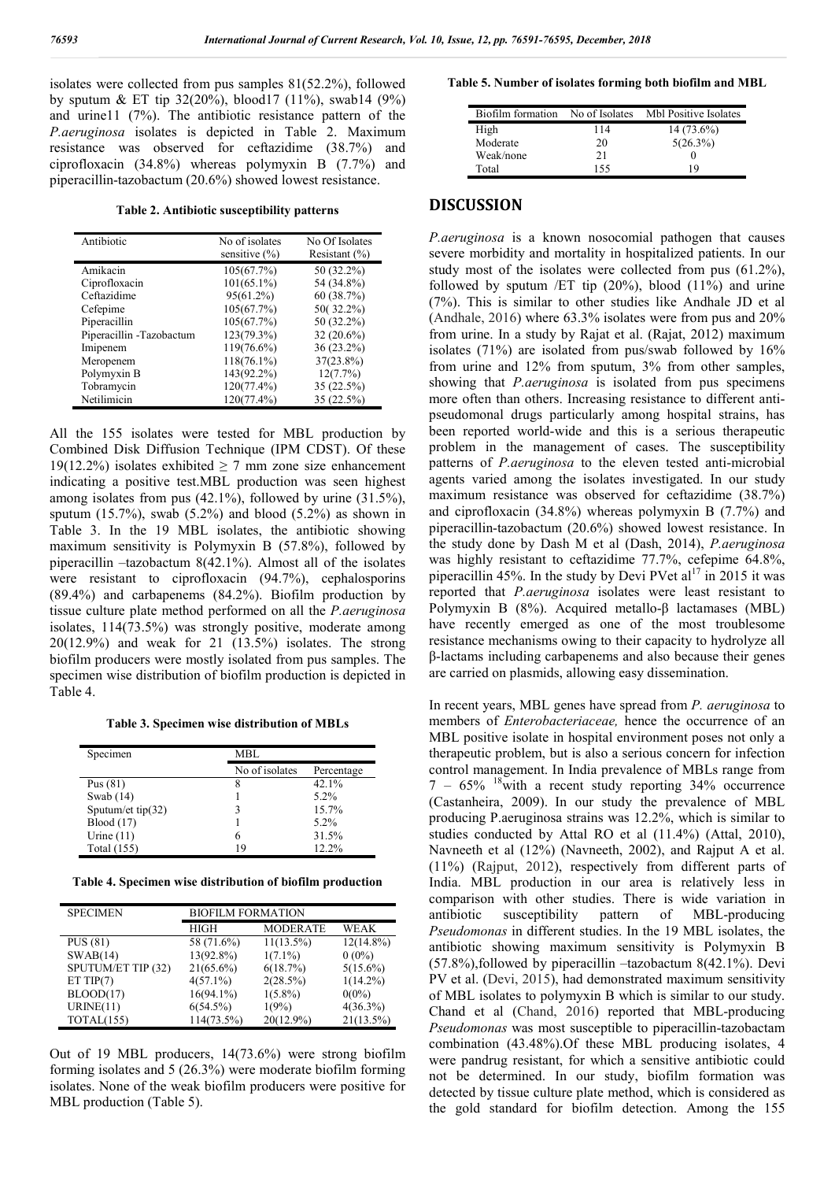isolates were collected from pus samples 81(52.2%), followed by sputum & ET tip 32(20%), blood17 (11%), swab14 (9%) and urine11 (7%). The antibiotic resistance pattern of the *P.aeruginosa* isolates is depicted in Table 2. Maximum resistance was observed for ceftazidime (38.7%) and ciprofloxacin (34.8%) whereas polymyxin B (7.7%) and piperacillin-tazobactum (20.6%) showed lowest resistance.

**Table 2. Antibiotic susceptibility patterns**

| Antibiotic | No of isolates sensitive (%) | No Of Isolates Resistant (%) |
|---|---|---|
| Amikacin | 105(67.7%) | 50 (32.2%) |
| Ciprofloxacin | 101(65.1%) | 54 (34.8%) |
| Ceftazidime | 95(61.2%) | 60 (38.7%) |
| Cefepime | 105(67.7%) | 50( 32.2%) |
| Piperacillin | 105(67.7%) | 50 (32.2%) |
| Piperacillin -Tazobactum | 123(79.3%) | 32 (20.6%) |
| Imipenem | 119(76.6%) | 36 (23.2%) |
| Meropenem | 118(76.1%) | 37(23.8%) |
| Polymyxin B | 143(92.2%) | 12(7.7%) |
| Tobramycin | 120(77.4%) | 35 (22.5%) |
| Netilimicin | 120(77.4%) | 35 (22.5%) |

All the 155 isolates were tested for MBL production by Combined Disk Diffusion Technique (IPM CDST). Of these 19(12.2%) isolates exhibited ≥ 7 mm zone size enhancement indicating a positive test.MBL production was seen highest among isolates from pus (42.1%), followed by urine (31.5%), sputum (15.7%), swab (5.2%) and blood (5.2%) as shown in Table 3. In the 19 MBL isolates, the antibiotic showing maximum sensitivity is Polymyxin B (57.8%), followed by piperacillin –tazobactum 8(42.1%). Almost all of the isolates were resistant to ciprofloxacin (94.7%), cephalosporins (89.4%) and carbapenems (84.2%). Biofilm production by tissue culture plate method performed on all the *P.aeruginosa* isolates, 114(73.5%) was strongly positive, moderate among 20(12.9%) and weak for 21 (13.5%) isolates. The strong biofilm producers were mostly isolated from pus samples. The specimen wise distribution of biofilm production is depicted in Table 4.

**Table 3. Specimen wise distribution of MBLs**

| Specimen | MBL | |
|---|---|---|
| | No of isolates | Percentage |
| Pus (81) | 8 | 42.1% |
| Swab (14) | 1 | 5.2% |
| Sputum/et tip(32) | 3 | 15.7% |
| Blood (17) | 1 | 5.2% |
| Urine (11) | 6 | 31.5% |
| Total (155) | 19 | 12.2% |

**Table 4. Specimen wise distribution of biofilm production**

| SPECIMEN | BIOFILM FORMATION | | |
|---|---|---|---|
| | HIGH | MODERATE | WEAK |
| PUS (81) | 58 (71.6%) | 11(13.5%) | 12(14.8%) |
| SWAB(14) | 13(92.8%) | 1(7.1%) | 0 (0%) |
| SPUTUM/ET TIP (32) | 21(65.6%) | 6(18.7%) | 5(15.6%) |
| ET TIP(7) | 4(57.1%) | 2(28.5%) | 1(14.2%) |
| BLOOD(17) | 16(94.1%) | 1(5.8%) | 0(0%) |
| URINE(11) | 6(54.5%) | 1(9%) | 4(36.3%) |
| TOTAL(155) | 114(73.5%) | 20(12.9%) | 21(13.5%) |

Out of 19 MBL producers, 14(73.6%) were strong biofilm forming isolates and 5 (26.3%) were moderate biofilm forming isolates. None of the weak biofilm producers were positive for MBL production (Table 5).

**Table 5. Number of isolates forming both biofilm and MBL**

| Biofilm formation | No of Isolates | Mbl Positive Isolates |
|---|---|---|
| High | 114 | 14 (73.6%) |
| Moderate | 20 | 5(26.3%) |
| Weak/none | 21 | 0 |
| Total | 155 | 19 |

## DISCUSSION

*P.aeruginosa* is a known nosocomial pathogen that causes severe morbidity and mortality in hospitalized patients. In our study most of the isolates were collected from pus (61.2%), followed by sputum /ET tip (20%), blood (11%) and urine (7%). This is similar to other studies like Andhale JD et al (Andhale, 2016) where 63.3% isolates were from pus and 20% from urine. In a study by Rajat et al. (Rajat, 2012) maximum isolates (71%) are isolated from pus/swab followed by 16% from urine and 12% from sputum, 3% from other samples, showing that *P.aeruginosa* is isolated from pus specimens more often than others. Increasing resistance to different anti-pseudomonal drugs particularly among hospital strains, has been reported world-wide and this is a serious therapeutic problem in the management of cases. The susceptibility patterns of *P.aeruginosa* to the eleven tested anti-microbial agents varied among the isolates investigated. In our study maximum resistance was observed for ceftazidime (38.7%) and ciprofloxacin (34.8%) whereas polymyxin B (7.7%) and piperacillin-tazobactum (20.6%) showed lowest resistance. In the study done by Dash M et al (Dash, 2014), *P.aeruginosa* was highly resistant to ceftazidime 77.7%, cefepime 64.8%, piperacillin 45%. In the study by Devi PVet al[17] in 2015 it was reported that *P.aeruginosa* isolates were least resistant to Polymyxin B (8%). Acquired metallo-β lactamases (MBL) have recently emerged as one of the most troublesome resistance mechanisms owing to their capacity to hydrolyze all β-lactams including carbapenems and also because their genes are carried on plasmids, allowing easy dissemination.

In recent years, MBL genes have spread from *P. aeruginosa* to members of *Enterobacteriaceae,* hence the occurrence of an MBL positive isolate in hospital environment poses not only a therapeutic problem, but is also a serious concern for infection control management. In India prevalence of MBLs range from 7 – 65% [18]with a recent study reporting 34% occurrence (Castanheira, 2009). In our study the prevalence of MBL producing P.aeruginosa strains was 12.2%, which is similar to studies conducted by Attal RO et al (11.4%) (Attal, 2010), Navneeth et al (12%) (Navneeth, 2002), and Rajput A et al. (11%) (Rajput, 2012), respectively from different parts of India. MBL production in our area is relatively less in comparison with other studies. There is wide variation in antibiotic susceptibility pattern of MBL-producing *Pseudomonas* in different studies. In the 19 MBL isolates, the antibiotic showing maximum sensitivity is Polymyxin B (57.8%),followed by piperacillin –tazobactum 8(42.1%). Devi PV et al. (Devi, 2015), had demonstrated maximum sensitivity of MBL isolates to polymyxin B which is similar to our study. Chand et al (Chand, 2016) reported that MBL-producing *Pseudomonas* was most susceptible to piperacillin-tazobactam combination (43.48%).Of these MBL producing isolates, 4 were pandrug resistant, for which a sensitive antibiotic could not be determined. In our study, biofilm formation was detected by tissue culture plate method, which is considered as the gold standard for biofilm detection. Among the 155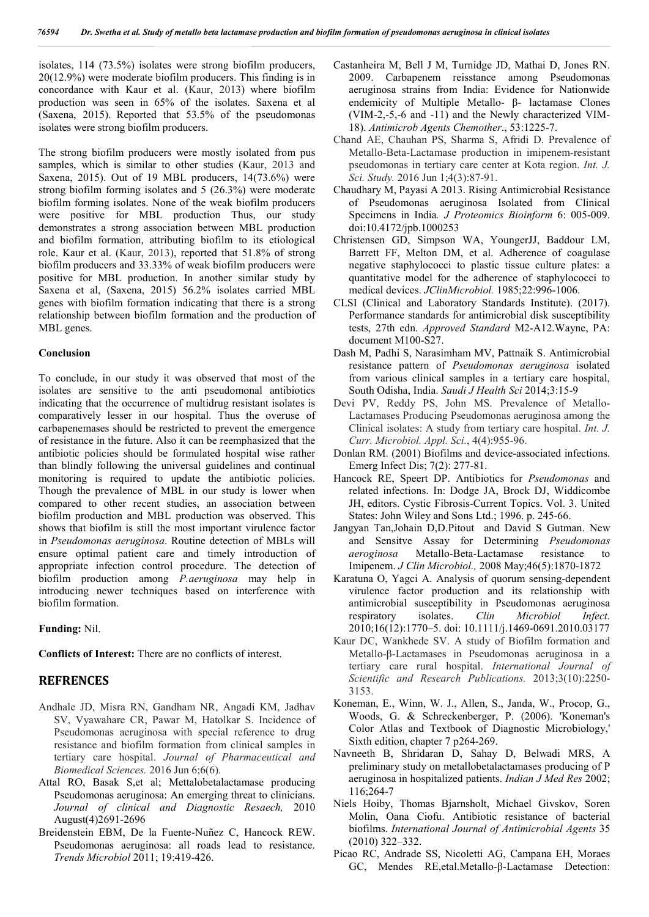isolates, 114 (73.5%) isolates were strong biofilm producers, 20(12.9%) were moderate biofilm producers. This finding is in concordance with Kaur et al. (Kaur, 2013) where biofilm production was seen in 65% of the isolates. Saxena et al (Saxena, 2015). Reported that 53.5% of the pseudomonas isolates were strong biofilm producers.

The strong biofilm producers were mostly isolated from pus samples, which is similar to other studies (Kaur, 2013 and Saxena, 2015). Out of 19 MBL producers, 14(73.6%) were strong biofilm forming isolates and 5 (26.3%) were moderate biofilm forming isolates. None of the weak biofilm producers were positive for MBL production Thus, our study demonstrates a strong association between MBL production and biofilm formation, attributing biofilm to its etiological role. Kaur et al. (Kaur, 2013), reported that 51.8% of strong biofilm producers and 33.33% of weak biofilm producers were positive for MBL production. In another similar study by Saxena et al, (Saxena, 2015) 56.2% isolates carried MBL genes with biofilm formation indicating that there is a strong relationship between biofilm formation and the production of MBL genes.

### Conclusion

To conclude, in our study it was observed that most of the isolates are sensitive to the anti pseudomonal antibiotics indicating that the occurrence of multidrug resistant isolates is comparatively lesser in our hospital. Thus the overuse of carbapenemases should be restricted to prevent the emergence of resistance in the future. Also it can be reemphasized that the antibiotic policies should be formulated hospital wise rather than blindly following the universal guidelines and continual monitoring is required to update the antibiotic policies. Though the prevalence of MBL in our study is lower when compared to other recent studies, an association between biofilm production and MBL production was observed. This shows that biofilm is still the most important virulence factor in *Pseudomonas aeruginosa*. Routine detection of MBLs will ensure optimal patient care and timely introduction of appropriate infection control procedure. The detection of biofilm production among *P.aeruginosa* may help in introducing newer techniques based on interference with biofilm formation.

**Funding:** Nil.

**Conflicts of Interest:** There are no conflicts of interest.

## REFRENCES

Andhale JD, Misra RN, Gandham NR, Angadi KM, Jadhav SV, Vyawahare CR, Pawar M, Hatolkar S. Incidence of Pseudomonas aeruginosa with special reference to drug resistance and biofilm formation from clinical samples in tertiary care hospital. *Journal of Pharmaceutical and Biomedical Sciences.* 2016 Jun 6;6(6).

Attal RO, Basak S,et al; Mettalobetalactamase producing Pseudomonas aeruginosa: An emerging threat to clinicians. *Journal of clinical and Diagnostic Resaech,* 2010 August(4)2691-2696

Breidenstein EBM, De la Fuente-Nuñez C, Hancock REW. Pseudomonas aeruginosa: all roads lead to resistance. *Trends Microbiol* 2011; 19:419-426.

Castanheira M, Bell J M, Turnidge JD, Mathai D, Jones RN. 2009. Carbapenem reisstance among Pseudomonas aeruginosa strains from India: Evidence for Nationwide endemicity of Multiple Metallo- β- lactamase Clones (VIM-2,-5,-6 and -11) and the Newly characterized VIM-18). *Antimicrob Agents Chemother*., 53:1225-7.

Chand AE, Chauhan PS, Sharma S, Afridi D. Prevalence of Metallo-Beta-Lactamase production in imipenem-resistant pseudomonas in tertiary care center at Kota region. *Int. J. Sci. Study.* 2016 Jun 1;4(3):87-91.

Chaudhary M, Payasi A 2013. Rising Antimicrobial Resistance of Pseudomonas aeruginosa Isolated from Clinical Specimens in India*. J Proteomics Bioinform* 6: 005-009. doi:10.4172/jpb.1000253

Christensen GD, Simpson WA, YoungerJJ, Baddour LM, Barrett FF, Melton DM, et al. Adherence of coagulase negative staphylococci to plastic tissue culture plates: a quantitative model for the adherence of staphylococci to medical devices. *JClinMicrobiol.* 1985;22:996-1006.

CLSI (Clinical and Laboratory Standards Institute). (2017). Performance standards for antimicrobial disk susceptibility tests, 27th edn. *Approved Standard* M2-A12.Wayne, PA: document M100-S27.

Dash M, Padhi S, Narasimham MV, Pattnaik S. Antimicrobial resistance pattern of *Pseudomonas aeruginosa* isolated from various clinical samples in a tertiary care hospital, South Odisha, India. *Saudi J Health Sci* 2014;3:15-9

Devi PV, Reddy PS, John MS. Prevalence of Metallo-Lactamases Producing Pseudomonas aeruginosa among the Clinical isolates: A study from tertiary care hospital. *Int. J. Curr. Microbiol. Appl. Sci.*, 4(4):955-96.

Donlan RM. (2001) Biofilms and device-associated infections. Emerg Infect Dis; 7(2): 277-81.

Hancock RE, Speert DP. Antibiotics for *Pseudomonas* and related infections. In: Dodge JA, Brock DJ, Widdicombe JH, editors. Cystic Fibrosis-Current Topics. Vol. 3. United States: John Wiley and Sons Ltd.; 1996. p. 245-66.

Jangyan Tan,Johain D,D.Pitout and David S Gutman. New and Sensitve Assay for Determining *Pseudomonas aeroginosa* Metallo-Beta-Lactamase resistance to Imipenem. *J Clin Microbiol.,* 2008 May;46(5):1870-1872

Karatuna O, Yagci A. Analysis of quorum sensing-dependent virulence factor production and its relationship with antimicrobial susceptibility in Pseudomonas aeruginosa respiratory isolates. *Clin Microbiol Infect.* 2010;16(12):1770–5. doi: 10.1111/j.1469-0691.2010.03177

Kaur DC, Wankhede SV. A study of Biofilm formation and Metallo-β-Lactamases in Pseudomonas aeruginosa in a tertiary care rural hospital. *International Journal of Scientific and Research Publications.* 2013;3(10):2250-3153.

Koneman, E., Winn, W. J., Allen, S., Janda, W., Procop, G., Woods, G. & Schreckenberger, P. (2006). 'Koneman's Color Atlas and Textbook of Diagnostic Microbiology,' Sixth edition, chapter 7 p264-269.

Navneeth B, Shridaran D, Sahay D, Belwadi MRS, A preliminary study on metallobetalactamases producing of P aeruginosa in hospitalized patients. *Indian J Med Res* 2002; 116;264-7

Niels Hoiby, Thomas Bjarnsholt, Michael Givskov, Soren Molin, Oana Ciofu. Antibiotic resistance of bacterial biofilms. *International Journal of Antimicrobial Agents* 35 (2010) 322–332.

Picao RC, Andrade SS, Nicoletti AG, Campana EH, Moraes GC, Mendes RE,etal.Metallo-β-Lactamase Detection: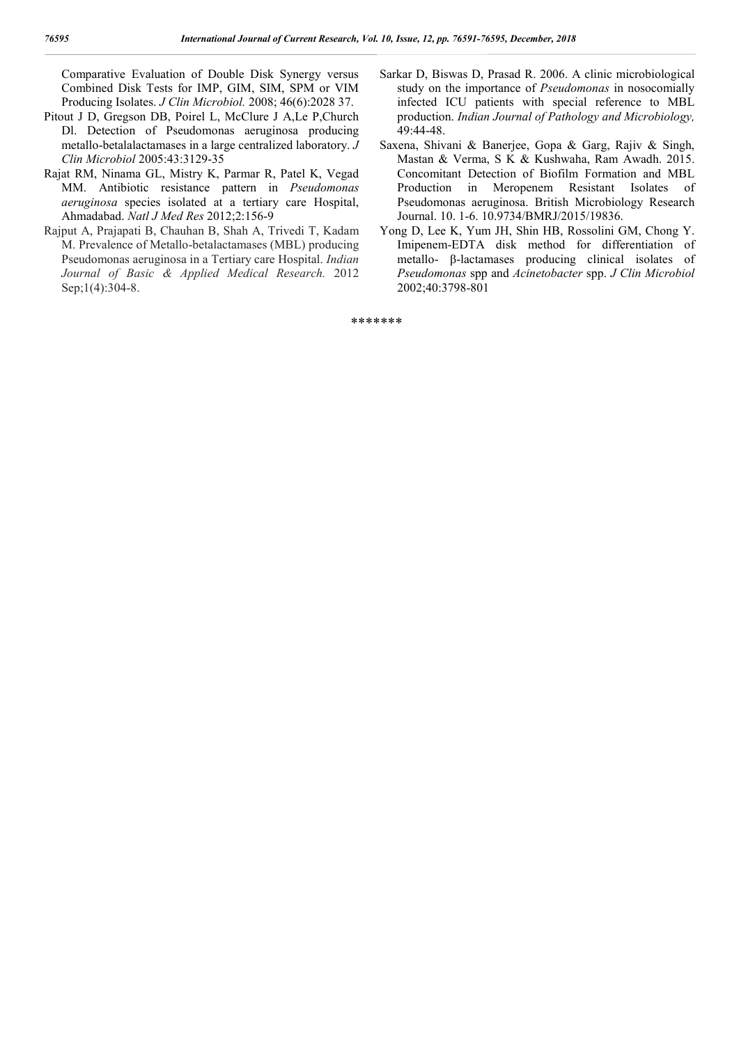Comparative Evaluation of Double Disk Synergy versus Combined Disk Tests for IMP, GIM, SIM, SPM or VIM Producing Isolates. *J Clin Microbiol.* 2008; 46(6):2028 37.

Pitout J D, Gregson DB, Poirel L, McClure J A,Le P,Church Dl. Detection of Pseudomonas aeruginosa producing metallo-betalalactamases in a large centralized laboratory. *J Clin Microbiol* 2005:43:3129-35

Rajat RM, Ninama GL, Mistry K, Parmar R, Patel K, Vegad MM. Antibiotic resistance pattern in *Pseudomonas aeruginosa* species isolated at a tertiary care Hospital, Ahmadabad. *Natl J Med Res* 2012;2:156-9

Rajput A, Prajapati B, Chauhan B, Shah A, Trivedi T, Kadam M. Prevalence of Metallo-betalactamases (MBL) producing Pseudomonas aeruginosa in a Tertiary care Hospital. *Indian Journal of Basic & Applied Medical Research.* 2012 Sep;1(4):304-8.

Sarkar D, Biswas D, Prasad R. 2006. A clinic microbiological study on the importance of *Pseudomonas* in nosocomially infected ICU patients with special reference to MBL production. *Indian Journal of Pathology and Microbiology,* 49:44-48.

Saxena, Shivani & Banerjee, Gopa & Garg, Rajiv & Singh, Mastan & Verma, S K & Kushwaha, Ram Awadh. 2015. Concomitant Detection of Biofilm Formation and MBL Production in Meropenem Resistant Isolates of Pseudomonas aeruginosa. British Microbiology Research Journal. 10. 1-6. 10.9734/BMRJ/2015/19836.

Yong D, Lee K, Yum JH, Shin HB, Rossolini GM, Chong Y. Imipenem-EDTA disk method for differentiation of metallo- β-lactamases producing clinical isolates of *Pseudomonas* spp and *Acinetobacter* spp. *J Clin Microbiol* 2002;40:3798-801

*******